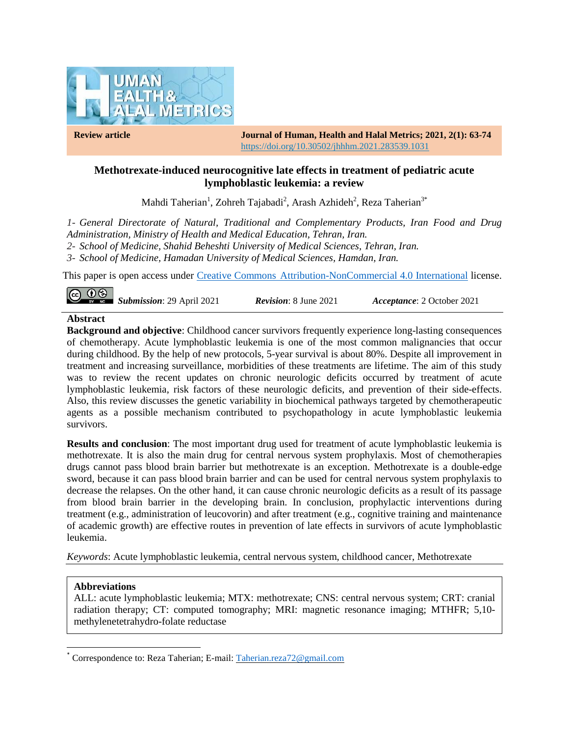**Review article**

**Journal of Human, Health and Halal Metrics; 2021, 2(1): 63-74**
https://doi.org/10.30502/jhhhm.2021.283539.1031

# Methotrexate-induced neurocognitive late effects in treatment of pediatric acute lymphoblastic leukemia: a review

Mahdi Taherian[1], Zohreh Tajabadi[2], Arash Azhideh[2], Reza Taherian[3*]

*1- General Directorate of Natural, Traditional and Complementary Products, Iran Food and Drug Administration, Ministry of Health and Medical Education, Tehran, Iran.*
*2- School of Medicine, Shahid Beheshti University of Medical Sciences, Tehran, Iran.*
*3- School of Medicine, Hamadan University of Medical Sciences, Hamdan, Iran.*

This paper is open access under Creative Commons Attribution-NonCommercial 4.0 International license.

***Submission***: 29 April 2021 ***Revision***: 8 June 2021 ***Acceptance***: 2 October 2021

## Abstract

**Background and objective**: Childhood cancer survivors frequently experience long-lasting consequences of chemotherapy. Acute lymphoblastic leukemia is one of the most common malignancies that occur during childhood. By the help of new protocols, 5-year survival is about 80%. Despite all improvement in treatment and increasing surveillance, morbidities of these treatments are lifetime. The aim of this study was to review the recent updates on chronic neurologic deficits occurred by treatment of acute lymphoblastic leukemia, risk factors of these neurologic deficits, and prevention of their side-effects. Also, this review discusses the genetic variability in biochemical pathways targeted by chemotherapeutic agents as a possible mechanism contributed to psychopathology in acute lymphoblastic leukemia survivors.

**Results and conclusion**: The most important drug used for treatment of acute lymphoblastic leukemia is methotrexate. It is also the main drug for central nervous system prophylaxis. Most of chemotherapies drugs cannot pass blood brain barrier but methotrexate is an exception. Methotrexate is a double-edge sword, because it can pass blood brain barrier and can be used for central nervous system prophylaxis to decrease the relapses. On the other hand, it can cause chronic neurologic deficits as a result of its passage from blood brain barrier in the developing brain. In conclusion, prophylactic interventions during treatment (e.g., administration of leucovorin) and after treatment (e.g., cognitive training and maintenance of academic growth) are effective routes in prevention of late effects in survivors of acute lymphoblastic leukemia.

*Keywords*: Acute lymphoblastic leukemia, central nervous system, childhood cancer, Methotrexate

**Abbreviations**
ALL: acute lymphoblastic leukemia; MTX: methotrexate; CNS: central nervous system; CRT: cranial radiation therapy; CT: computed tomography; MRI: magnetic resonance imaging; MTHFR; 5,10-methylenetetrahydro-folate reductase

[*] Correspondence to: Reza Taherian; E-mail: Taherian.reza72@gmail.com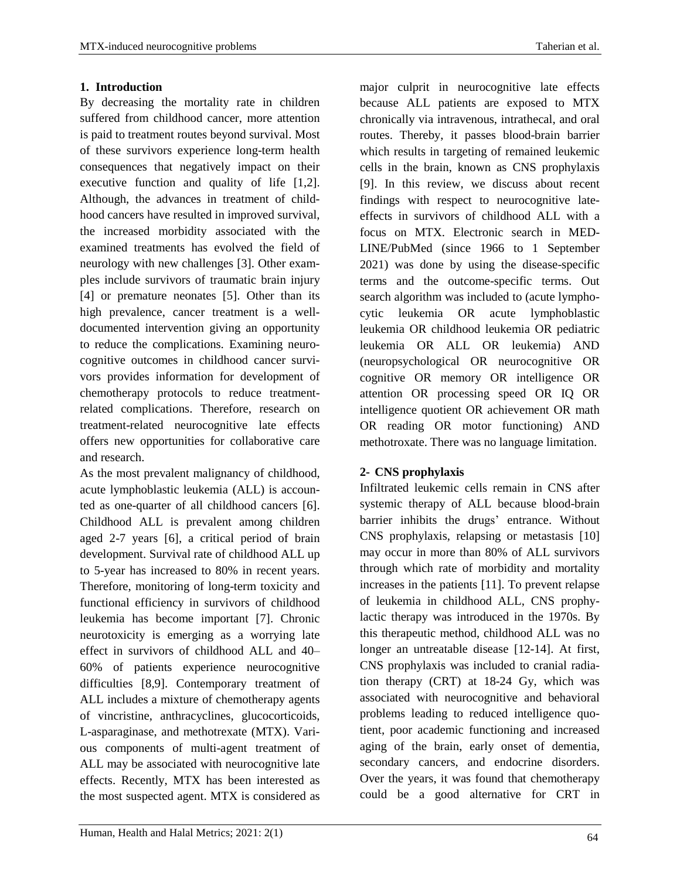## 1. Introduction

By decreasing the mortality rate in children suffered from childhood cancer, more attention is paid to treatment routes beyond survival. Most of these survivors experience long-term health consequences that negatively impact on their executive function and quality of life [1,2]. Although, the advances in treatment of childhood cancers have resulted in improved survival, the increased morbidity associated with the examined treatments has evolved the field of neurology with new challenges [3]. Other examples include survivors of traumatic brain injury [4] or premature neonates [5]. Other than its high prevalence, cancer treatment is a well-documented intervention giving an opportunity to reduce the complications. Examining neurocognitive outcomes in childhood cancer survivors provides information for development of chemotherapy protocols to reduce treatment-related complications. Therefore, research on treatment-related neurocognitive late effects offers new opportunities for collaborative care and research.

As the most prevalent malignancy of childhood, acute lymphoblastic leukemia (ALL) is accounted as one-quarter of all childhood cancers [6]. Childhood ALL is prevalent among children aged 2-7 years [6], a critical period of brain development. Survival rate of childhood ALL up to 5-year has increased to 80% in recent years. Therefore, monitoring of long-term toxicity and functional efficiency in survivors of childhood leukemia has become important [7]. Chronic neurotoxicity is emerging as a worrying late effect in survivors of childhood ALL and 40–60% of patients experience neurocognitive difficulties [8,9]. Contemporary treatment of ALL includes a mixture of chemotherapy agents of vincristine, anthracyclines, glucocorticoids, L-asparaginase, and methotrexate (MTX). Various components of multi-agent treatment of ALL may be associated with neurocognitive late effects. Recently, MTX has been interested as the most suspected agent. MTX is considered as major culprit in neurocognitive late effects because ALL patients are exposed to MTX chronically via intravenous, intrathecal, and oral routes. Thereby, it passes blood-brain barrier which results in targeting of remained leukemic cells in the brain, known as CNS prophylaxis [9]. In this review, we discuss about recent findings with respect to neurocognitive late-effects in survivors of childhood ALL with a focus on MTX. Electronic search in MEDLINE/PubMed (since 1966 to 1 September 2021) was done by using the disease-specific terms and the outcome-specific terms. Out search algorithm was included to (acute lymphocytic leukemia OR acute lymphoblastic leukemia OR childhood leukemia OR pediatric leukemia OR ALL OR leukemia) AND (neuropsychological OR neurocognitive OR cognitive OR memory OR intelligence OR attention OR processing speed OR IQ OR intelligence quotient OR achievement OR math OR reading OR motor functioning) AND methotroxate. There was no language limitation.

## 2- CNS prophylaxis

Infiltrated leukemic cells remain in CNS after systemic therapy of ALL because blood-brain barrier inhibits the drugs' entrance. Without CNS prophylaxis, relapsing or metastasis [10] may occur in more than 80% of ALL survivors through which rate of morbidity and mortality increases in the patients [11]. To prevent relapse of leukemia in childhood ALL, CNS prophylactic therapy was introduced in the 1970s. By this therapeutic method, childhood ALL was no longer an untreatable disease [12-14]. At first, CNS prophylaxis was included to cranial radiation therapy (CRT) at 18-24 Gy, which was associated with neurocognitive and behavioral problems leading to reduced intelligence quotient, poor academic functioning and increased aging of the brain, early onset of dementia, secondary cancers, and endocrine disorders. Over the years, it was found that chemotherapy could be a good alternative for CRT in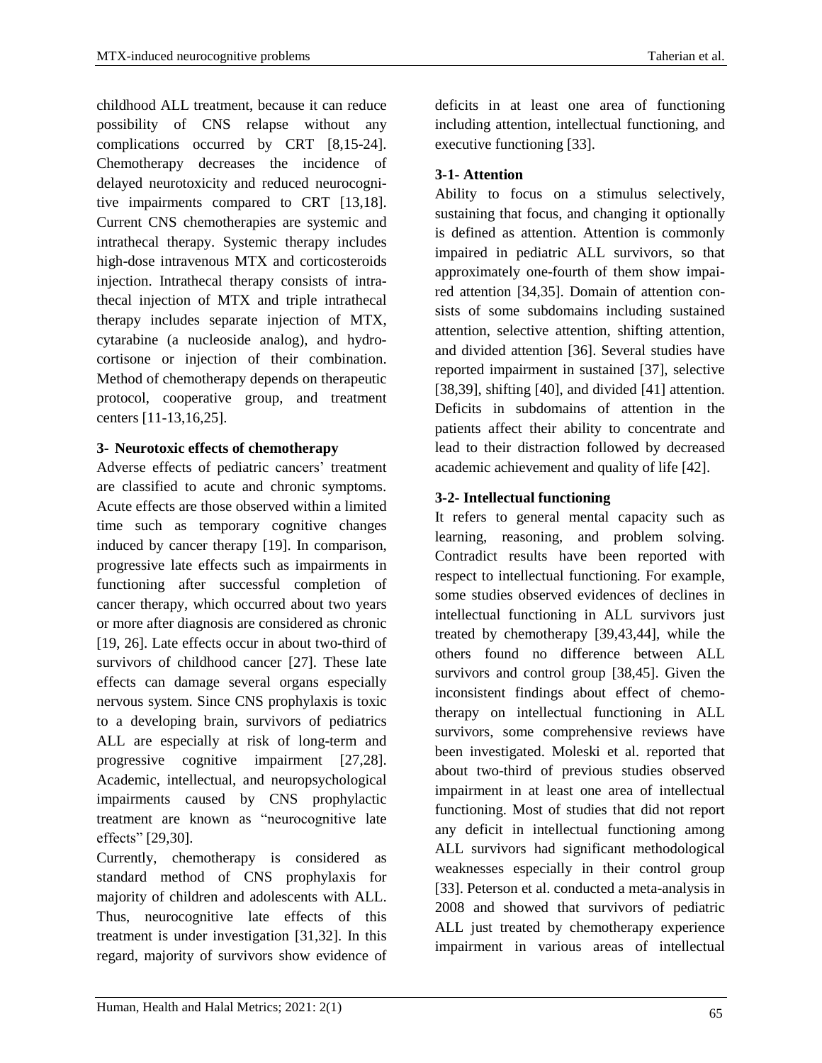childhood ALL treatment, because it can reduce possibility of CNS relapse without any complications occurred by CRT [8,15-24]. Chemotherapy decreases the incidence of delayed neurotoxicity and reduced neurocognitive impairments compared to CRT [13,18]. Current CNS chemotherapies are systemic and intrathecal therapy. Systemic therapy includes high-dose intravenous MTX and corticosteroids injection. Intrathecal therapy consists of intrathecal injection of MTX and triple intrathecal therapy includes separate injection of MTX, cytarabine (a nucleoside analog), and hydrocortisone or injection of their combination. Method of chemotherapy depends on therapeutic protocol, cooperative group, and treatment centers [11-13,16,25].

### 3- Neurotoxic effects of chemotherapy

Adverse effects of pediatric cancers' treatment are classified to acute and chronic symptoms. Acute effects are those observed within a limited time such as temporary cognitive changes induced by cancer therapy [19]. In comparison, progressive late effects such as impairments in functioning after successful completion of cancer therapy, which occurred about two years or more after diagnosis are considered as chronic [19, 26]. Late effects occur in about two-third of survivors of childhood cancer [27]. These late effects can damage several organs especially nervous system. Since CNS prophylaxis is toxic to a developing brain, survivors of pediatrics ALL are especially at risk of long-term and progressive cognitive impairment [27,28]. Academic, intellectual, and neuropsychological impairments caused by CNS prophylactic treatment are known as "neurocognitive late effects" [29,30].

Currently, chemotherapy is considered as standard method of CNS prophylaxis for majority of children and adolescents with ALL. Thus, neurocognitive late effects of this treatment is under investigation [31,32]. In this regard, majority of survivors show evidence of deficits in at least one area of functioning including attention, intellectual functioning, and executive functioning [33].

#### 3-1- Attention

Ability to focus on a stimulus selectively, sustaining that focus, and changing it optionally is defined as attention. Attention is commonly impaired in pediatric ALL survivors, so that approximately one-fourth of them show impaired attention [34,35]. Domain of attention consists of some subdomains including sustained attention, selective attention, shifting attention, and divided attention [36]. Several studies have reported impairment in sustained [37], selective [38,39], shifting [40], and divided [41] attention. Deficits in subdomains of attention in the patients affect their ability to concentrate and lead to their distraction followed by decreased academic achievement and quality of life [42].

#### 3-2- Intellectual functioning

It refers to general mental capacity such as learning, reasoning, and problem solving. Contradict results have been reported with respect to intellectual functioning. For example, some studies observed evidences of declines in intellectual functioning in ALL survivors just treated by chemotherapy [39,43,44], while the others found no difference between ALL survivors and control group [38,45]. Given the inconsistent findings about effect of chemotherapy on intellectual functioning in ALL survivors, some comprehensive reviews have been investigated. Moleski et al. reported that about two-third of previous studies observed impairment in at least one area of intellectual functioning. Most of studies that did not report any deficit in intellectual functioning among ALL survivors had significant methodological weaknesses especially in their control group [33]. Peterson et al. conducted a meta-analysis in 2008 and showed that survivors of pediatric ALL just treated by chemotherapy experience impairment in various areas of intellectual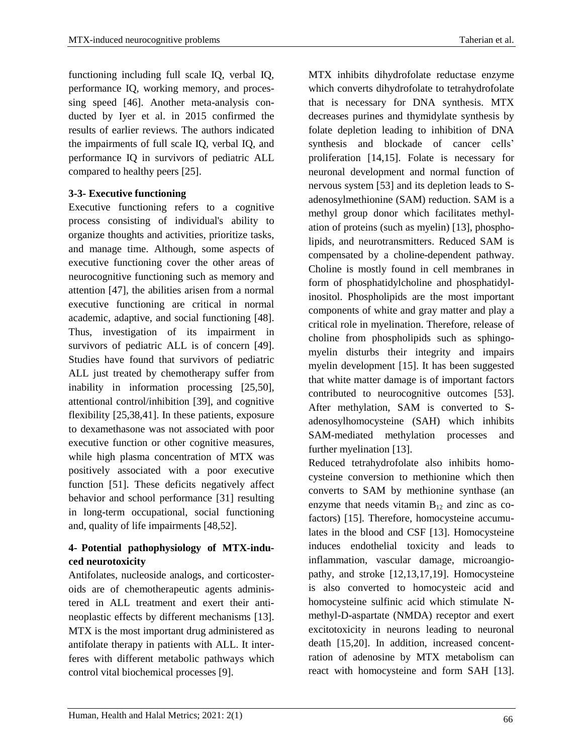functioning including full scale IQ, verbal IQ, performance IQ, working memory, and processing speed [46]. Another meta-analysis conducted by Iyer et al. in 2015 confirmed the results of earlier reviews. The authors indicated the impairments of full scale IQ, verbal IQ, and performance IQ in survivors of pediatric ALL compared to healthy peers [25].

### 3-3- Executive functioning

Executive functioning refers to a cognitive process consisting of individual's ability to organize thoughts and activities, prioritize tasks, and manage time. Although, some aspects of executive functioning cover the other areas of neurocognitive functioning such as memory and attention [47], the abilities arisen from a normal executive functioning are critical in normal academic, adaptive, and social functioning [48]. Thus, investigation of its impairment in survivors of pediatric ALL is of concern [49]. Studies have found that survivors of pediatric ALL just treated by chemotherapy suffer from inability in information processing [25,50], attentional control/inhibition [39], and cognitive flexibility [25,38,41]. In these patients, exposure to dexamethasone was not associated with poor executive function or other cognitive measures, while high plasma concentration of MTX was positively associated with a poor executive function [51]. These deficits negatively affect behavior and school performance [31] resulting in long-term occupational, social functioning and, quality of life impairments [48,52].

## 4- Potential pathophysiology of MTX-induced neurotoxicity

Antifolates, nucleoside analogs, and corticosteroids are of chemotherapeutic agents administered in ALL treatment and exert their antineoplastic effects by different mechanisms [13]. MTX is the most important drug administered as antifolate therapy in patients with ALL. It interferes with different metabolic pathways which control vital biochemical processes [9].

MTX inhibits dihydrofolate reductase enzyme which converts dihydrofolate to tetrahydrofolate that is necessary for DNA synthesis. MTX decreases purines and thymidylate synthesis by folate depletion leading to inhibition of DNA synthesis and blockade of cancer cells' proliferation [14,15]. Folate is necessary for neuronal development and normal function of nervous system [53] and its depletion leads to S-adenosylmethionine (SAM) reduction. SAM is a methyl group donor which facilitates methylation of proteins (such as myelin) [13], phospholipids, and neurotransmitters. Reduced SAM is compensated by a choline-dependent pathway. Choline is mostly found in cell membranes in form of phosphatidylcholine and phosphatidylinositol. Phospholipids are the most important components of white and gray matter and play a critical role in myelination. Therefore, release of choline from phospholipids such as sphingomyelin disturbs their integrity and impairs myelin development [15]. It has been suggested that white matter damage is of important factors contributed to neurocognitive outcomes [53]. After methylation, SAM is converted to S-adenosylhomocysteine (SAH) which inhibits SAM-mediated methylation processes and further myelination [13].

Reduced tetrahydrofolate also inhibits homocysteine conversion to methionine which then converts to SAM by methionine synthase (an enzyme that needs vitamin $B_{12}$ and zinc as co-factors) [15]. Therefore, homocysteine accumulates in the blood and CSF [13]. Homocysteine induces endothelial toxicity and leads to inflammation, vascular damage, microangiopathy, and stroke [12,13,17,19]. Homocysteine is also converted to homocysteic acid and homocysteine sulfinic acid which stimulate N-methyl-D-aspartate (NMDA) receptor and exert excitotoxicity in neurons leading to neuronal death [15,20]. In addition, increased concentration of adenosine by MTX metabolism can react with homocysteine and form SAH [13].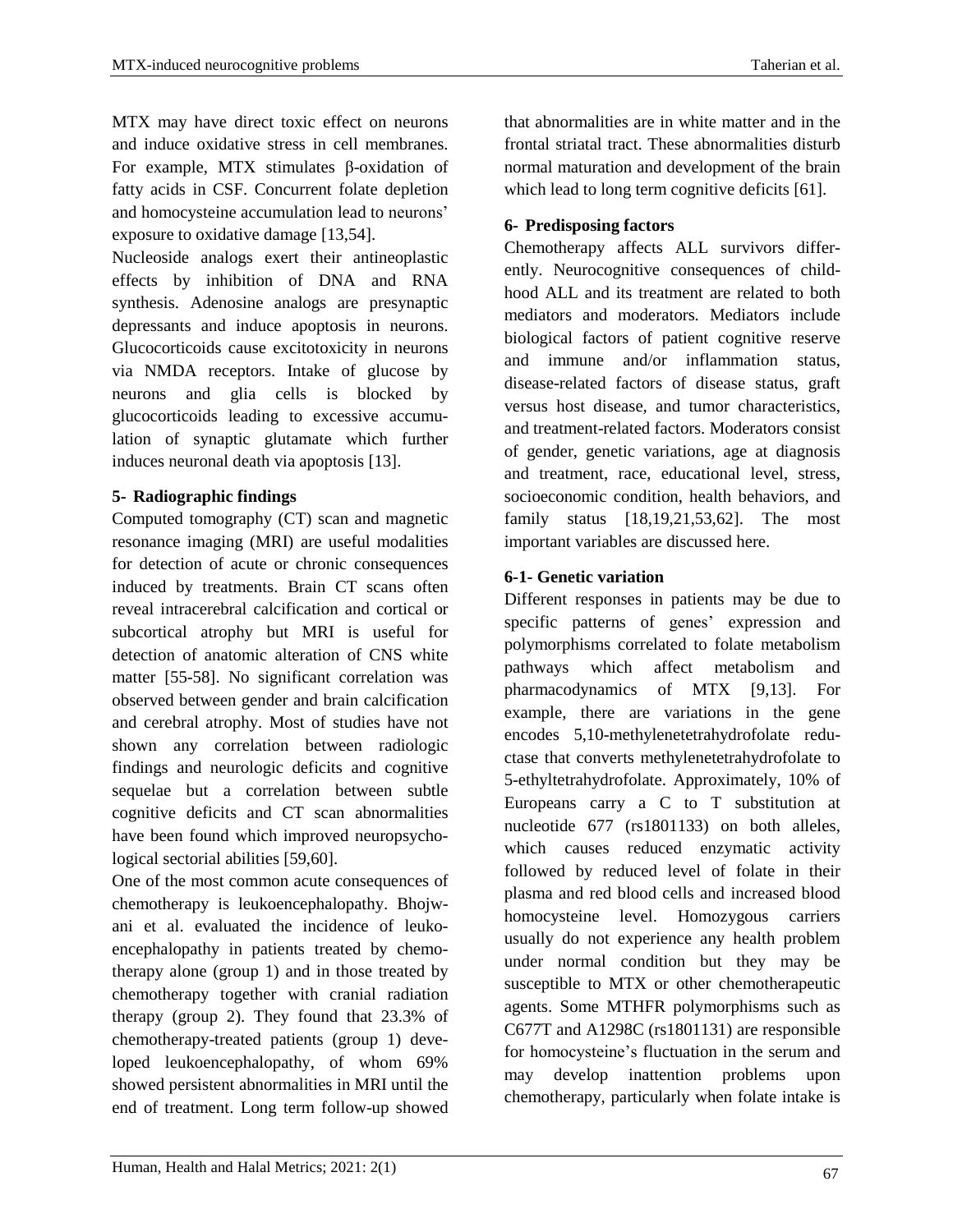MTX may have direct toxic effect on neurons and induce oxidative stress in cell membranes. For example, MTX stimulates β-oxidation of fatty acids in CSF. Concurrent folate depletion and homocysteine accumulation lead to neurons' exposure to oxidative damage [13,54].

Nucleoside analogs exert their antineoplastic effects by inhibition of DNA and RNA synthesis. Adenosine analogs are presynaptic depressants and induce apoptosis in neurons. Glucocorticoids cause excitotoxicity in neurons via NMDA receptors. Intake of glucose by neurons and glia cells is blocked by glucocorticoids leading to excessive accumulation of synaptic glutamate which further induces neuronal death via apoptosis [13].

## 5- Radiographic findings

Computed tomography (CT) scan and magnetic resonance imaging (MRI) are useful modalities for detection of acute or chronic consequences induced by treatments. Brain CT scans often reveal intracerebral calcification and cortical or subcortical atrophy but MRI is useful for detection of anatomic alteration of CNS white matter [55-58]. No significant correlation was observed between gender and brain calcification and cerebral atrophy. Most of studies have not shown any correlation between radiologic findings and neurologic deficits and cognitive sequelae but a correlation between subtle cognitive deficits and CT scan abnormalities have been found which improved neuropsychological sectorial abilities [59,60].

One of the most common acute consequences of chemotherapy is leukoencephalopathy. Bhojwani et al. evaluated the incidence of leukoencephalopathy in patients treated by chemotherapy alone (group 1) and in those treated by chemotherapy together with cranial radiation therapy (group 2). They found that 23.3% of chemotherapy-treated patients (group 1) developed leukoencephalopathy, of whom 69% showed persistent abnormalities in MRI until the end of treatment. Long term follow-up showed that abnormalities are in white matter and in the frontal striatal tract. These abnormalities disturb normal maturation and development of the brain which lead to long term cognitive deficits [61].

## 6- Predisposing factors

Chemotherapy affects ALL survivors differently. Neurocognitive consequences of childhood ALL and its treatment are related to both mediators and moderators. Mediators include biological factors of patient cognitive reserve and immune and/or inflammation status, disease-related factors of disease status, graft versus host disease, and tumor characteristics, and treatment-related factors. Moderators consist of gender, genetic variations, age at diagnosis and treatment, race, educational level, stress, socioeconomic condition, health behaviors, and family status [18,19,21,53,62]. The most important variables are discussed here.

### 6-1- Genetic variation

Different responses in patients may be due to specific patterns of genes' expression and polymorphisms correlated to folate metabolism pathways which affect metabolism and pharmacodynamics of MTX [9,13]. For example, there are variations in the gene encodes 5,10-methylenetetrahydrofolate reductase that converts methylenetetrahydrofolate to 5-ethyltetrahydrofolate. Approximately, 10% of Europeans carry a C to T substitution at nucleotide 677 (rs1801133) on both alleles, which causes reduced enzymatic activity followed by reduced level of folate in their plasma and red blood cells and increased blood homocysteine level. Homozygous carriers usually do not experience any health problem under normal condition but they may be susceptible to MTX or other chemotherapeutic agents. Some MTHFR polymorphisms such as C677T and A1298C (rs1801131) are responsible for homocysteine's fluctuation in the serum and may develop inattention problems upon chemotherapy, particularly when folate intake is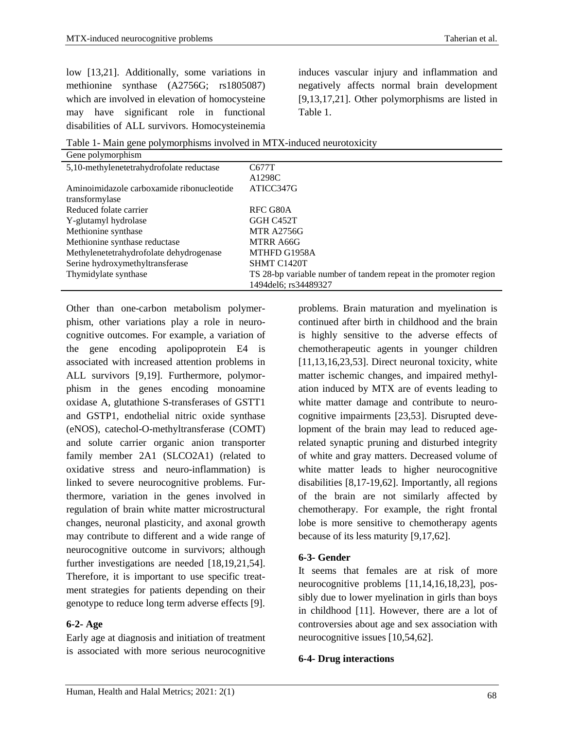low [13,21]. Additionally, some variations in methionine synthase (A2756G; rs1805087) which are involved in elevation of homocysteine may have significant role in functional disabilities of ALL survivors. Homocysteinemia induces vascular injury and inflammation and negatively affects normal brain development [9,13,17,21]. Other polymorphisms are listed in Table 1.

Table 1- Main gene polymorphisms involved in MTX-induced neurotoxicity

| Gene polymorphism | |
|---|---|
| 5,10-methylenetetrahydrofolate reductase | C677T<br>A1298C |
| Aminoimidazole carboxamide ribonucleotide transformylase | ATICC347G |
| Reduced folate carrier | RFC G80A |
| Y-glutamyl hydrolase | GGH C452T |
| Methionine synthase | MTR A2756G |
| Methionine synthase reductase | MTRR A66G |
| Methylenetetrahydrofolate dehydrogenase | MTHFD G1958A |
| Serine hydroxymethyltransferase | SHMT C1420T |
| Thymidylate synthase | TS 28-bp variable number of tandem repeat in the promoter region<br>1494del6; rs34489327 |

Other than one-carbon metabolism polymerphism, other variations play a role in neurocognitive outcomes. For example, a variation of the gene encoding apolipoprotein E4 is associated with increased attention problems in ALL survivors [9,19]. Furthermore, polymorphism in the genes encoding monoamine oxidase A, glutathione S-transferases of GSTT1 and GSTP1, endothelial nitric oxide synthase (eNOS), catechol-O-methyltransferase (COMT) and solute carrier organic anion transporter family member 2A1 (SLCO2A1) (related to oxidative stress and neuro-inflammation) is linked to severe neurocognitive problems. Furthermore, variation in the genes involved in regulation of brain white matter microstructural changes, neuronal plasticity, and axonal growth may contribute to different and a wide range of neurocognitive outcome in survivors; although further investigations are needed [18,19,21,54]. Therefore, it is important to use specific treatment strategies for patients depending on their genotype to reduce long term adverse effects [9].

### 6-2- Age

Early age at diagnosis and initiation of treatment is associated with more serious neurocognitive problems. Brain maturation and myelination is continued after birth in childhood and the brain is highly sensitive to the adverse effects of chemotherapeutic agents in younger children [11,13,16,23,53]. Direct neuronal toxicity, white matter ischemic changes, and impaired methylation induced by MTX are of events leading to white matter damage and contribute to neurocognitive impairments [23,53]. Disrupted development of the brain may lead to reduced age-related synaptic pruning and disturbed integrity of white and gray matters. Decreased volume of white matter leads to higher neurocognitive disabilities [8,17-19,62]. Importantly, all regions of the brain are not similarly affected by chemotherapy. For example, the right frontal lobe is more sensitive to chemotherapy agents because of its less maturity [9,17,62].

### 6-3- Gender

It seems that females are at risk of more neurocognitive problems [11,14,16,18,23], possibly due to lower myelination in girls than boys in childhood [11]. However, there are a lot of controversies about age and sex association with neurocognitive issues [10,54,62].

### 6-4- Drug interactions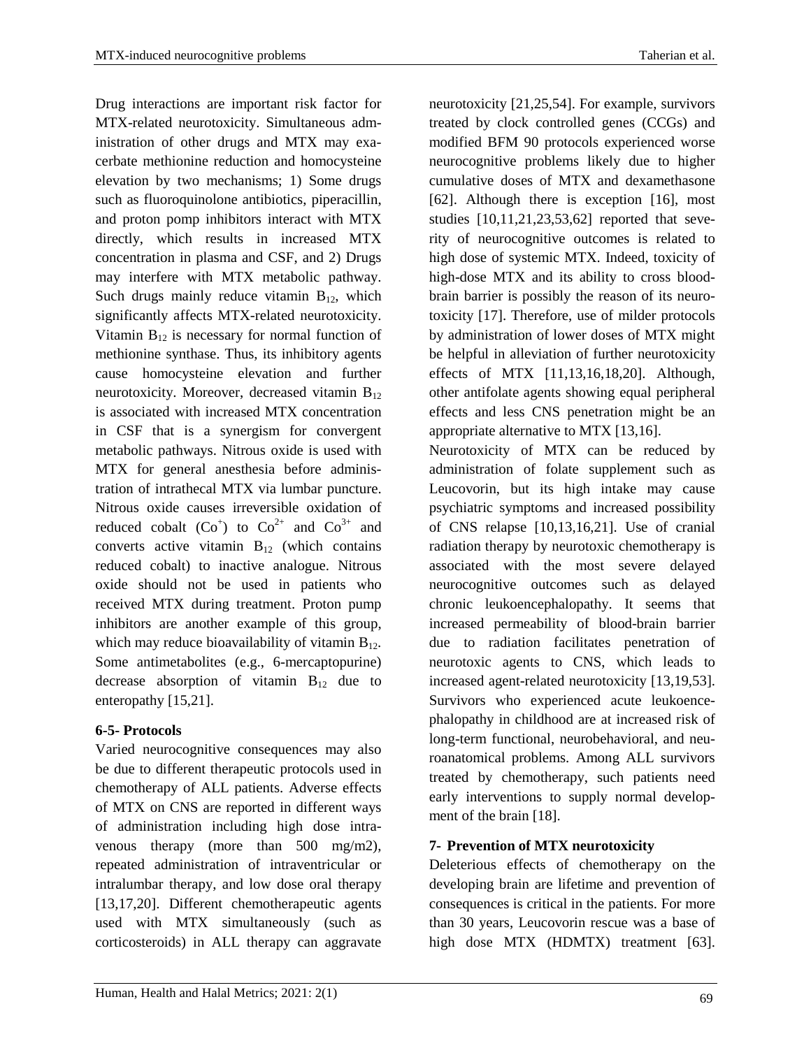Drug interactions are important risk factor for MTX-related neurotoxicity. Simultaneous administration of other drugs and MTX may exacerbate methionine reduction and homocysteine elevation by two mechanisms; 1) Some drugs such as fluoroquinolone antibiotics, piperacillin, and proton pump inhibitors interact with MTX directly, which results in increased MTX concentration in plasma and CSF, and 2) Drugs may interfere with MTX metabolic pathway. Such drugs mainly reduce vitamin $B_{12}$, which significantly affects MTX-related neurotoxicity. Vitamin $B_{12}$ is necessary for normal function of methionine synthase. Thus, its inhibitory agents cause homocysteine elevation and further neurotoxicity. Moreover, decreased vitamin $B_{12}$ is associated with increased MTX concentration in CSF that is a synergism for convergent metabolic pathways. Nitrous oxide is used with MTX for general anesthesia before administration of intrathecal MTX via lumbar puncture. Nitrous oxide causes irreversible oxidation of reduced cobalt ($Co^{+}$) to $Co^{2+}$ and $Co^{3+}$ and converts active vitamin $B_{12}$ (which contains reduced cobalt) to inactive analogue. Nitrous oxide should not be used in patients who received MTX during treatment. Proton pump inhibitors are another example of this group, which may reduce bioavailability of vitamin $B_{12}$. Some antimetabolites (e.g., 6-mercaptopurine) decrease absorption of vitamin $B_{12}$ due to enteropathy [15,21].

### 6-5- Protocols

Varied neurocognitive consequences may also be due to different therapeutic protocols used in chemotherapy of ALL patients. Adverse effects of MTX on CNS are reported in different ways of administration including high dose intravenous therapy (more than 500 mg/m2), repeated administration of intraventricular or intralumbar therapy, and low dose oral therapy [13,17,20]. Different chemotherapeutic agents used with MTX simultaneously (such as corticosteroids) in ALL therapy can aggravate neurotoxicity [21,25,54]. For example, survivors treated by clock controlled genes (CCGs) and modified BFM 90 protocols experienced worse neurocognitive problems likely due to higher cumulative doses of MTX and dexamethasone [62]. Although there is exception [16], most studies [10,11,21,23,53,62] reported that severity of neurocognitive outcomes is related to high dose of systemic MTX. Indeed, toxicity of high-dose MTX and its ability to cross blood-brain barrier is possibly the reason of its neurotoxicity [17]. Therefore, use of milder protocols by administration of lower doses of MTX might be helpful in alleviation of further neurotoxicity effects of MTX [11,13,16,18,20]. Although, other antifolate agents showing equal peripheral effects and less CNS penetration might be an appropriate alternative to MTX [13,16].

Neurotoxicity of MTX can be reduced by administration of folate supplement such as Leucovorin, but its high intake may cause psychiatric symptoms and increased possibility of CNS relapse [10,13,16,21]. Use of cranial radiation therapy by neurotoxic chemotherapy is associated with the most severe delayed neurocognitive outcomes such as delayed chronic leukoencephalopathy. It seems that increased permeability of blood-brain barrier due to radiation facilitates penetration of neurotoxic agents to CNS, which leads to increased agent-related neurotoxicity [13,19,53]. Survivors who experienced acute leukoencephalopathy in childhood are at increased risk of long-term functional, neurobehavioral, and neuroanatomical problems. Among ALL survivors treated by chemotherapy, such patients need early interventions to supply normal development of the brain [18].

## 7- Prevention of MTX neurotoxicity

Deleterious effects of chemotherapy on the developing brain are lifetime and prevention of consequences is critical in the patients. For more than 30 years, Leucovorin rescue was a base of high dose MTX (HDMTX) treatment [63].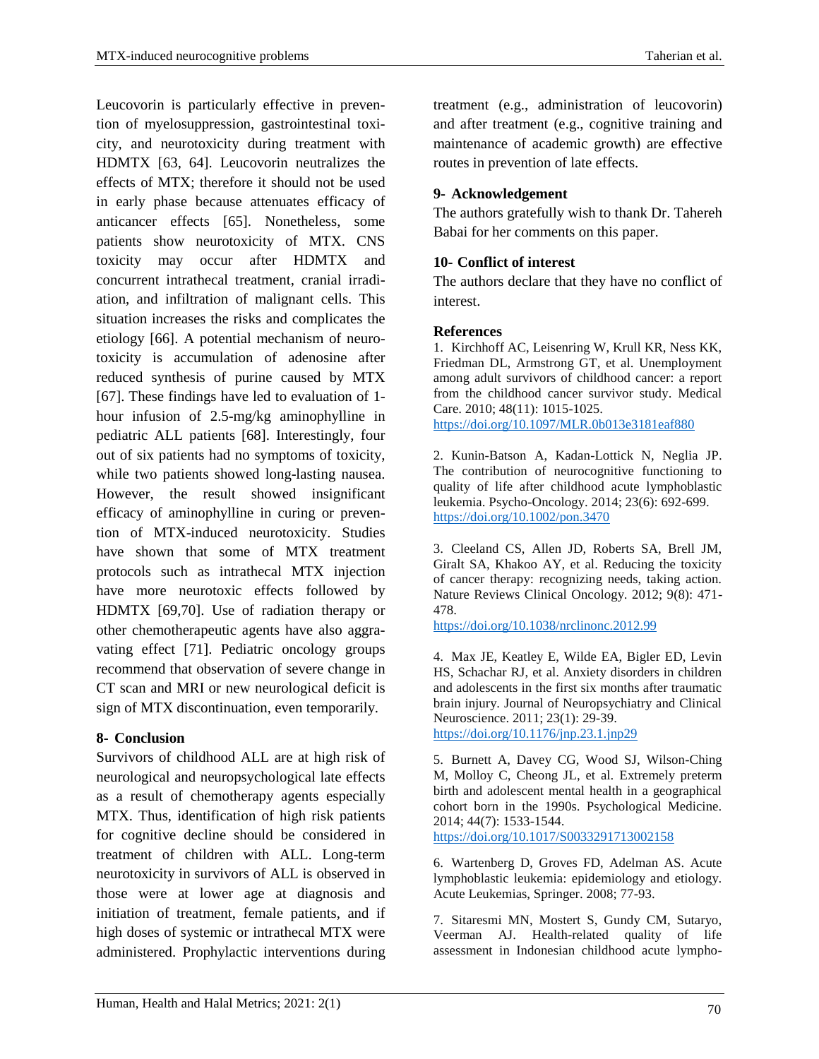Leucovorin is particularly effective in prevention of myelosuppression, gastrointestinal toxicity, and neurotoxicity during treatment with HDMTX [63, 64]. Leucovorin neutralizes the effects of MTX; therefore it should not be used in early phase because attenuates efficacy of anticancer effects [65]. Nonetheless, some patients show neurotoxicity of MTX. CNS toxicity may occur after HDMTX and concurrent intrathecal treatment, cranial irradiation, and infiltration of malignant cells. This situation increases the risks and complicates the etiology [66]. A potential mechanism of neurotoxicity is accumulation of adenosine after reduced synthesis of purine caused by MTX [67]. These findings have led to evaluation of 1-hour infusion of 2.5-mg/kg aminophylline in pediatric ALL patients [68]. Interestingly, four out of six patients had no symptoms of toxicity, while two patients showed long-lasting nausea. However, the result showed insignificant efficacy of aminophylline in curing or prevention of MTX-induced neurotoxicity. Studies have shown that some of MTX treatment protocols such as intrathecal MTX injection have more neurotoxic effects followed by HDMTX [69,70]. Use of radiation therapy or other chemotherapeutic agents have also aggravating effect [71]. Pediatric oncology groups recommend that observation of severe change in CT scan and MRI or new neurological deficit is sign of MTX discontinuation, even temporarily.

## 8- Conclusion

Survivors of childhood ALL are at high risk of neurological and neuropsychological late effects as a result of chemotherapy agents especially MTX. Thus, identification of high risk patients for cognitive decline should be considered in treatment of children with ALL. Long-term neurotoxicity in survivors of ALL is observed in those were at lower age at diagnosis and initiation of treatment, female patients, and if high doses of systemic or intrathecal MTX were administered. Prophylactic interventions during treatment (e.g., administration of leucovorin) and after treatment (e.g., cognitive training and maintenance of academic growth) are effective routes in prevention of late effects.

## 9- Acknowledgement

The authors gratefully wish to thank Dr. Tahereh Babai for her comments on this paper.

## 10- Conflict of interest

The authors declare that they have no conflict of interest.

## References

1. Kirchhoff AC, Leisenring W, Krull KR, Ness KK, Friedman DL, Armstrong GT, et al. Unemployment among adult survivors of childhood cancer: a report from the childhood cancer survivor study. Medical Care. 2010; 48(11): 1015-1025. https://doi.org/10.1097/MLR.0b013e3181eaf880

2. Kunin-Batson A, Kadan-Lottick N, Neglia JP. The contribution of neurocognitive functioning to quality of life after childhood acute lymphoblastic leukemia. Psycho-Oncology. 2014; 23(6): 692-699. https://doi.org/10.1002/pon.3470

3. Cleeland CS, Allen JD, Roberts SA, Brell JM, Giralt SA, Khakoo AY, et al. Reducing the toxicity of cancer therapy: recognizing needs, taking action. Nature Reviews Clinical Oncology. 2012; 9(8): 471-478. https://doi.org/10.1038/nrclinonc.2012.99

4. Max JE, Keatley E, Wilde EA, Bigler ED, Levin HS, Schachar RJ, et al. Anxiety disorders in children and adolescents in the first six months after traumatic brain injury. Journal of Neuropsychiatry and Clinical Neuroscience. 2011; 23(1): 29-39. https://doi.org/10.1176/jnp.23.1.jnp29

5. Burnett A, Davey CG, Wood SJ, Wilson-Ching M, Molloy C, Cheong JL, et al. Extremely preterm birth and adolescent mental health in a geographical cohort born in the 1990s. Psychological Medicine. 2014; 44(7): 1533-1544. https://doi.org/10.1017/S0033291713002158

6. Wartenberg D, Groves FD, Adelman AS. Acute lymphoblastic leukemia: epidemiology and etiology. Acute Leukemias, Springer. 2008; 77-93.

7. Sitaresmi MN, Mostert S, Gundy CM, Sutaryo, Veerman AJ. Health-related quality of life assessment in Indonesian childhood acute lympho-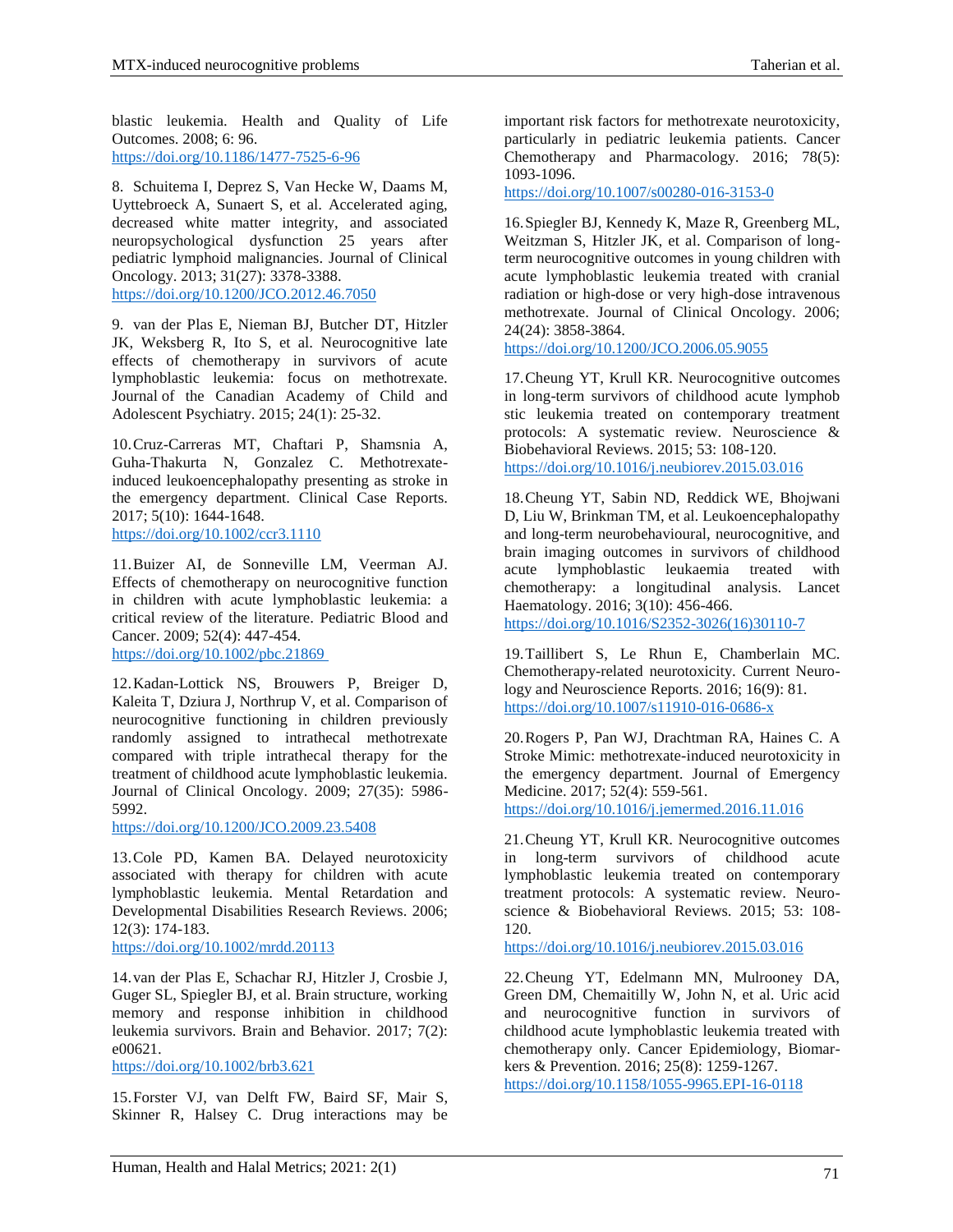blastic leukemia. Health and Quality of Life Outcomes. 2008; 6: 96.
https://doi.org/10.1186/1477-7525-6-96

8. Schuitema I, Deprez S, Van Hecke W, Daams M, Uyttebroeck A, Sunaert S, et al. Accelerated aging, decreased white matter integrity, and associated neuropsychological dysfunction 25 years after pediatric lymphoid malignancies. Journal of Clinical Oncology. 2013; 31(27): 3378-3388.
https://doi.org/10.1200/JCO.2012.46.7050

9. van der Plas E, Nieman BJ, Butcher DT, Hitzler JK, Weksberg R, Ito S, et al. Neurocognitive late effects of chemotherapy in survivors of acute lymphoblastic leukemia: focus on methotrexate. Journal of the Canadian Academy of Child and Adolescent Psychiatry. 2015; 24(1): 25-32.

10. Cruz-Carreras MT, Chaftari P, Shamsnia A, Guha-Thakurta N, Gonzalez C. Methotrexate-induced leukoencephalopathy presenting as stroke in the emergency department. Clinical Case Reports. 2017; 5(10): 1644-1648.
https://doi.org/10.1002/ccr3.1110

11. Buizer AI, de Sonneville LM, Veerman AJ. Effects of chemotherapy on neurocognitive function in children with acute lymphoblastic leukemia: a critical review of the literature. Pediatric Blood and Cancer. 2009; 52(4): 447-454.
https://doi.org/10.1002/pbc.21869

12. Kadan-Lottick NS, Brouwers P, Breiger D, Kaleita T, Dziura J, Northrup V, et al. Comparison of neurocognitive functioning in children previously randomly assigned to intrathecal methotrexate compared with triple intrathecal therapy for the treatment of childhood acute lymphoblastic leukemia. Journal of Clinical Oncology. 2009; 27(35): 5986-5992.
https://doi.org/10.1200/JCO.2009.23.5408

13. Cole PD, Kamen BA. Delayed neurotoxicity associated with therapy for children with acute lymphoblastic leukemia. Mental Retardation and Developmental Disabilities Research Reviews. 2006; 12(3): 174-183.
https://doi.org/10.1002/mrdd.20113

14. van der Plas E, Schachar RJ, Hitzler J, Crosbie J, Guger SL, Spiegler BJ, et al. Brain structure, working memory and response inhibition in childhood leukemia survivors. Brain and Behavior. 2017; 7(2): e00621.
https://doi.org/10.1002/brb3.621

15. Forster VJ, van Delft FW, Baird SF, Mair S, Skinner R, Halsey C. Drug interactions may be important risk factors for methotrexate neurotoxicity, particularly in pediatric leukemia patients. Cancer Chemotherapy and Pharmacology. 2016; 78(5): 1093-1096.
https://doi.org/10.1007/s00280-016-3153-0

16. Spiegler BJ, Kennedy K, Maze R, Greenberg ML, Weitzman S, Hitzler JK, et al. Comparison of long-term neurocognitive outcomes in young children with acute lymphoblastic leukemia treated with cranial radiation or high-dose or very high-dose intravenous methotrexate. Journal of Clinical Oncology. 2006; 24(24): 3858-3864.
https://doi.org/10.1200/JCO.2006.05.9055

17. Cheung YT, Krull KR. Neurocognitive outcomes in long-term survivors of childhood acute lymphoblastic leukemia treated on contemporary treatment protocols: A systematic review. Neuroscience & Biobehavioral Reviews. 2015; 53: 108-120.
https://doi.org/10.1016/j.neubiorev.2015.03.016

18. Cheung YT, Sabin ND, Reddick WE, Bhojwani D, Liu W, Brinkman TM, et al. Leukoencephalopathy and long-term neurobehavioural, neurocognitive, and brain imaging outcomes in survivors of childhood acute lymphoblastic leukaemia treated with chemotherapy: a longitudinal analysis. Lancet Haematology. 2016; 3(10): 456-466.
https://doi.org/10.1016/S2352-3026(16)30110-7

19. Taillibert S, Le Rhun E, Chamberlain MC. Chemotherapy-related neurotoxicity. Current Neurology and Neuroscience Reports. 2016; 16(9): 81.
https://doi.org/10.1007/s11910-016-0686-x

20. Rogers P, Pan WJ, Drachtman RA, Haines C. A Stroke Mimic: methotrexate-induced neurotoxicity in the emergency department. Journal of Emergency Medicine. 2017; 52(4): 559-561.
https://doi.org/10.1016/j.jemermed.2016.11.016

21. Cheung YT, Krull KR. Neurocognitive outcomes in long-term survivors of childhood acute lymphoblastic leukemia treated on contemporary treatment protocols: A systematic review. Neuroscience & Biobehavioral Reviews. 2015; 53: 108-120.
https://doi.org/10.1016/j.neubiorev.2015.03.016

22. Cheung YT, Edelmann MN, Mulrooney DA, Green DM, Chemaitilly W, John N, et al. Uric acid and neurocognitive function in survivors of childhood acute lymphoblastic leukemia treated with chemotherapy only. Cancer Epidemiology, Biomarkers & Prevention. 2016; 25(8): 1259-1267.
https://doi.org/10.1158/1055-9965.EPI-16-0118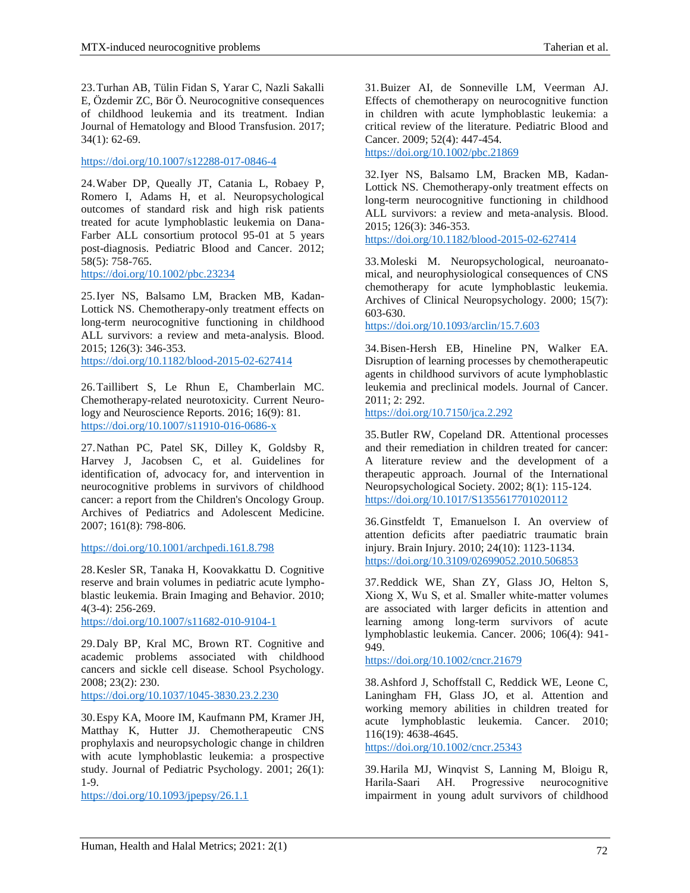23. Turhan AB, Tülin Fidan S, Yarar C, Nazli Sakalli E, Özdemir ZC, Bör Ö. Neurocognitive consequences of childhood leukemia and its treatment. Indian Journal of Hematology and Blood Transfusion. 2017; 34(1): 62-69.

https://doi.org/10.1007/s12288-017-0846-4

24. Waber DP, Queally JT, Catania L, Robaey P, Romero I, Adams H, et al. Neuropsychological outcomes of standard risk and high risk patients treated for acute lymphoblastic leukemia on Dana-Farber ALL consortium protocol 95-01 at 5 years post-diagnosis. Pediatric Blood and Cancer. 2012; 58(5): 758-765.
https://doi.org/10.1002/pbc.23234

25. Iyer NS, Balsamo LM, Bracken MB, Kadan-Lottick NS. Chemotherapy-only treatment effects on long-term neurocognitive functioning in childhood ALL survivors: a review and meta-analysis. Blood. 2015; 126(3): 346-353.
https://doi.org/10.1182/blood-2015-02-627414

26. Taillibert S, Le Rhun E, Chamberlain MC. Chemotherapy-related neurotoxicity. Current Neurology and Neuroscience Reports. 2016; 16(9): 81.
https://doi.org/10.1007/s11910-016-0686-x

27. Nathan PC, Patel SK, Dilley K, Goldsby R, Harvey J, Jacobsen C, et al. Guidelines for identification of, advocacy for, and intervention in neurocognitive problems in survivors of childhood cancer: a report from the Children's Oncology Group. Archives of Pediatrics and Adolescent Medicine. 2007; 161(8): 798-806.

https://doi.org/10.1001/archpedi.161.8.798

28. Kesler SR, Tanaka H, Koovakkattu D. Cognitive reserve and brain volumes in pediatric acute lymphoblastic leukemia. Brain Imaging and Behavior. 2010; 4(3-4): 256-269.
https://doi.org/10.1007/s11682-010-9104-1

29. Daly BP, Kral MC, Brown RT. Cognitive and academic problems associated with childhood cancers and sickle cell disease. School Psychology. 2008; 23(2): 230.
https://doi.org/10.1037/1045-3830.23.2.230

30. Espy KA, Moore IM, Kaufmann PM, Kramer JH, Matthay K, Hutter JJ. Chemotherapeutic CNS prophylaxis and neuropsychologic change in children with acute lymphoblastic leukemia: a prospective study. Journal of Pediatric Psychology. 2001; 26(1): 1-9.
https://doi.org/10.1093/jpepsy/26.1.1

31. Buizer AI, de Sonneville LM, Veerman AJ. Effects of chemotherapy on neurocognitive function in children with acute lymphoblastic leukemia: a critical review of the literature. Pediatric Blood and Cancer. 2009; 52(4): 447-454.
https://doi.org/10.1002/pbc.21869

32. Iyer NS, Balsamo LM, Bracken MB, Kadan-Lottick NS. Chemotherapy-only treatment effects on long-term neurocognitive functioning in childhood ALL survivors: a review and meta-analysis. Blood. 2015; 126(3): 346-353.
https://doi.org/10.1182/blood-2015-02-627414

33. Moleski M. Neuropsychological, neuroanatomical, and neurophysiological consequences of CNS chemotherapy for acute lymphoblastic leukemia. Archives of Clinical Neuropsychology. 2000; 15(7): 603-630.
https://doi.org/10.1093/arclin/15.7.603

34. Bisen-Hersh EB, Hineline PN, Walker EA. Disruption of learning processes by chemotherapeutic agents in childhood survivors of acute lymphoblastic leukemia and preclinical models. Journal of Cancer. 2011; 2: 292.
https://doi.org/10.7150/jca.2.292

35. Butler RW, Copeland DR. Attentional processes and their remediation in children treated for cancer: A literature review and the development of a therapeutic approach. Journal of the International Neuropsychological Society. 2002; 8(1): 115-124.
https://doi.org/10.1017/S1355617701020112

36. Ginstfeldt T, Emanuelson I. An overview of attention deficits after paediatric traumatic brain injury. Brain Injury. 2010; 24(10): 1123-1134.
https://doi.org/10.3109/02699052.2010.506853

37. Reddick WE, Shan ZY, Glass JO, Helton S, Xiong X, Wu S, et al. Smaller white-matter volumes are associated with larger deficits in attention and learning among long-term survivors of acute lymphoblastic leukemia. Cancer. 2006; 106(4): 941-949.
https://doi.org/10.1002/cncr.21679

38. Ashford J, Schoffstall C, Reddick WE, Leone C, Laningham FH, Glass JO, et al. Attention and working memory abilities in children treated for acute lymphoblastic leukemia. Cancer. 2010; 116(19): 4638-4645.
https://doi.org/10.1002/cncr.25343

39. Harila MJ, Winqvist S, Lanning M, Bloigu R, Harila-Saari AH. Progressive neurocognitive impairment in young adult survivors of childhood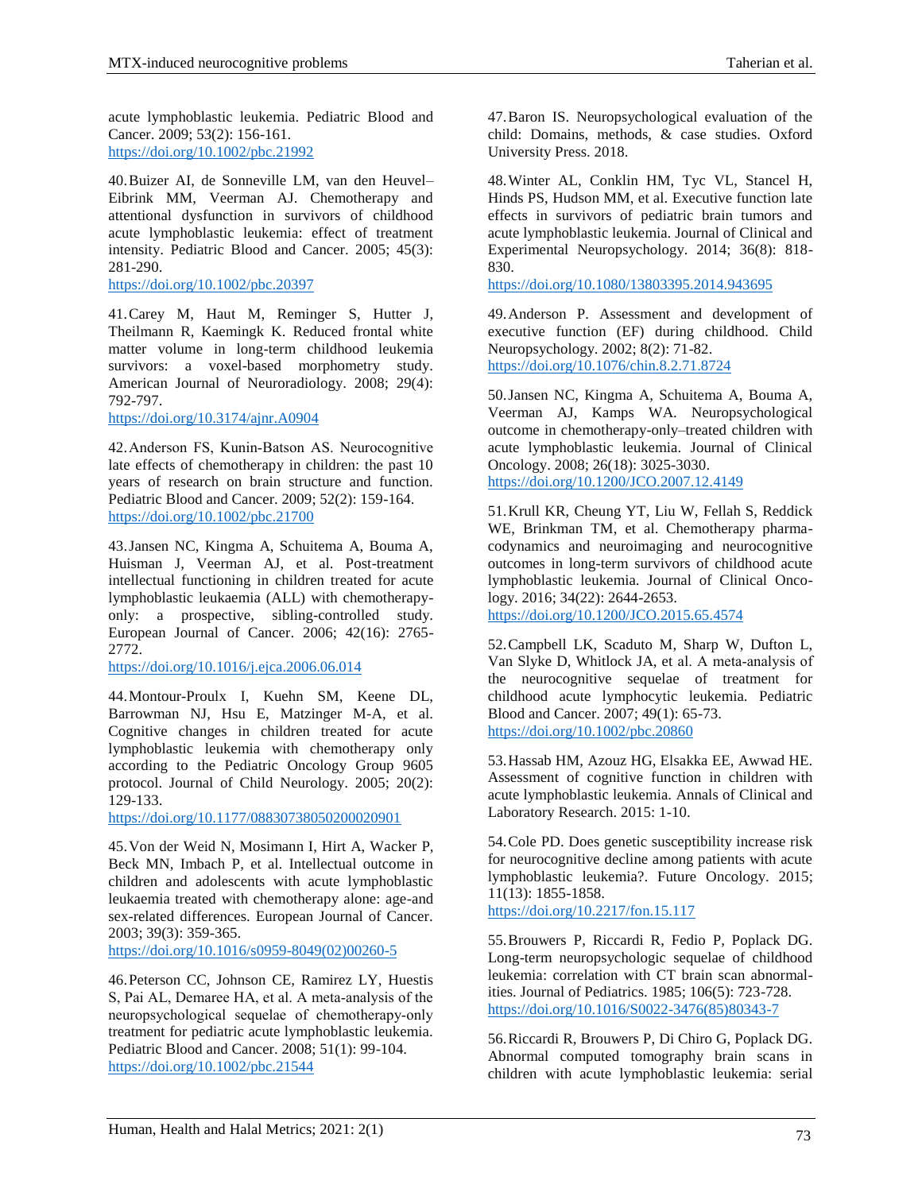acute lymphoblastic leukemia. Pediatric Blood and Cancer. 2009; 53(2): 156-161. https://doi.org/10.1002/pbc.21992

40. Buizer AI, de Sonneville LM, van den Heuvel–Eibrink MM, Veerman AJ. Chemotherapy and attentional dysfunction in survivors of childhood acute lymphoblastic leukemia: effect of treatment intensity. Pediatric Blood and Cancer. 2005; 45(3): 281-290. https://doi.org/10.1002/pbc.20397

41. Carey M, Haut M, Reminger S, Hutter J, Theilmann R, Kaemingk K. Reduced frontal white matter volume in long-term childhood leukemia survivors: a voxel-based morphometry study. American Journal of Neuroradiology. 2008; 29(4): 792-797. https://doi.org/10.3174/ajnr.A0904

42. Anderson FS, Kunin-Batson AS. Neurocognitive late effects of chemotherapy in children: the past 10 years of research on brain structure and function. Pediatric Blood and Cancer. 2009; 52(2): 159-164. https://doi.org/10.1002/pbc.21700

43. Jansen NC, Kingma A, Schuitema A, Bouma A, Huisman J, Veerman AJ, et al. Post-treatment intellectual functioning in children treated for acute lymphoblastic leukaemia (ALL) with chemotherapy-only: a prospective, sibling-controlled study. European Journal of Cancer. 2006; 42(16): 2765-2772. https://doi.org/10.1016/j.ejca.2006.06.014

44. Montour-Proulx I, Kuehn SM, Keene DL, Barrowman NJ, Hsu E, Matzinger M-A, et al. Cognitive changes in children treated for acute lymphoblastic leukemia with chemotherapy only according to the Pediatric Oncology Group 9605 protocol. Journal of Child Neurology. 2005; 20(2): 129-133. https://doi.org/10.1177/08830738050200020901

45. Von der Weid N, Mosimann I, Hirt A, Wacker P, Beck MN, Imbach P, et al. Intellectual outcome in children and adolescents with acute lymphoblastic leukaemia treated with chemotherapy alone: age-and sex-related differences. European Journal of Cancer. 2003; 39(3): 359-365. https://doi.org/10.1016/s0959-8049(02)00260-5

46. Peterson CC, Johnson CE, Ramirez LY, Huestis S, Pai AL, Demaree HA, et al. A meta-analysis of the neuropsychological sequelae of chemotherapy-only treatment for pediatric acute lymphoblastic leukemia. Pediatric Blood and Cancer. 2008; 51(1): 99-104. https://doi.org/10.1002/pbc.21544

47. Baron IS. Neuropsychological evaluation of the child: Domains, methods, & case studies. Oxford University Press. 2018.

48. Winter AL, Conklin HM, Tyc VL, Stancel H, Hinds PS, Hudson MM, et al. Executive function late effects in survivors of pediatric brain tumors and acute lymphoblastic leukemia. Journal of Clinical and Experimental Neuropsychology. 2014; 36(8): 818-830. https://doi.org/10.1080/13803395.2014.943695

49. Anderson P. Assessment and development of executive function (EF) during childhood. Child Neuropsychology. 2002; 8(2): 71-82. https://doi.org/10.1076/chin.8.2.71.8724

50. Jansen NC, Kingma A, Schuitema A, Bouma A, Veerman AJ, Kamps WA. Neuropsychological outcome in chemotherapy-only–treated children with acute lymphoblastic leukemia. Journal of Clinical Oncology. 2008; 26(18): 3025-3030. https://doi.org/10.1200/JCO.2007.12.4149

51. Krull KR, Cheung YT, Liu W, Fellah S, Reddick WE, Brinkman TM, et al. Chemotherapy pharmacodynamics and neuroimaging and neurocognitive outcomes in long-term survivors of childhood acute lymphoblastic leukemia. Journal of Clinical Oncology. 2016; 34(22): 2644-2653. https://doi.org/10.1200/JCO.2015.65.4574

52. Campbell LK, Scaduto M, Sharp W, Dufton L, Van Slyke D, Whitlock JA, et al. A meta-analysis of the neurocognitive sequelae of treatment for childhood acute lymphocytic leukemia. Pediatric Blood and Cancer. 2007; 49(1): 65-73. https://doi.org/10.1002/pbc.20860

53. Hassab HM, Azouz HG, Elsakka EE, Awwad HE. Assessment of cognitive function in children with acute lymphoblastic leukemia. Annals of Clinical and Laboratory Research. 2015: 1-10.

54. Cole PD. Does genetic susceptibility increase risk for neurocognitive decline among patients with acute lymphoblastic leukemia?. Future Oncology. 2015; 11(13): 1855-1858. https://doi.org/10.2217/fon.15.117

55. Brouwers P, Riccardi R, Fedio P, Poplack DG. Long-term neuropsychologic sequelae of childhood leukemia: correlation with CT brain scan abnormalities. Journal of Pediatrics. 1985; 106(5): 723-728. https://doi.org/10.1016/S0022-3476(85)80343-7

56. Riccardi R, Brouwers P, Di Chiro G, Poplack DG. Abnormal computed tomography brain scans in children with acute lymphoblastic leukemia: serial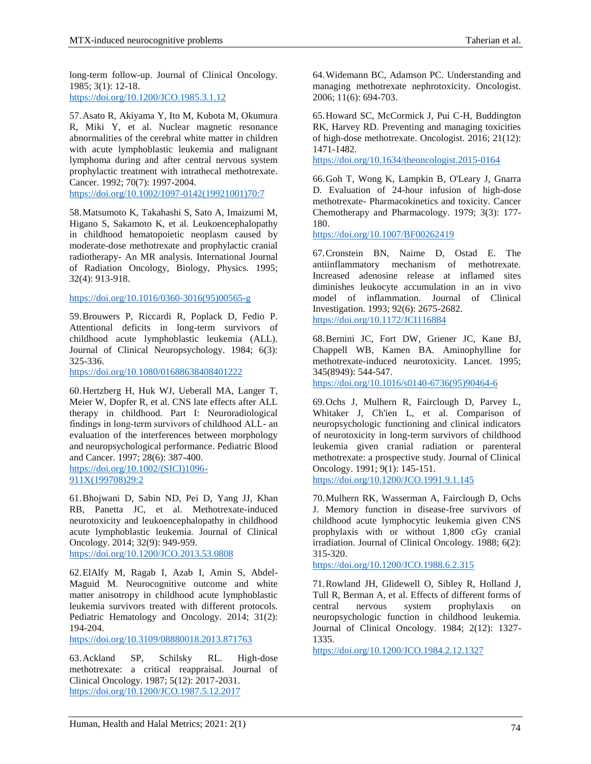long-term follow-up. Journal of Clinical Oncology. 1985; 3(1): 12-18.
https://doi.org/10.1200/JCO.1985.3.1.12

57. Asato R, Akiyama Y, Ito M, Kubota M, Okumura R, Miki Y, et al. Nuclear magnetic resonance abnormalities of the cerebral white matter in children with acute lymphoblastic leukemia and malignant lymphoma during and after central nervous system prophylactic treatment with intrathecal methotrexate. Cancer. 1992; 70(7): 1997-2004.
https://doi.org/10.1002/1097-0142(19921001)70:7

58. Matsumoto K, Takahashi S, Sato A, Imaizumi M, Higano S, Sakamoto K, et al. Leukoencephalopathy in childhood hematopoietic neoplasm caused by moderate-dose methotrexate and prophylactic cranial radiotherapy- An MR analysis. International Journal of Radiation Oncology, Biology, Physics. 1995; 32(4): 913-918.

https://doi.org/10.1016/0360-3016(95)00565-g

59. Brouwers P, Riccardi R, Poplack D, Fedio P. Attentional deficits in long-term survivors of childhood acute lymphoblastic leukemia (ALL). Journal of Clinical Neuropsychology. 1984; 6(3): 325-336.
https://doi.org/10.1080/01688638408401222

60. Hertzberg H, Huk WJ, Ueberall MA, Langer T, Meier W, Dopfer R, et al. CNS late effects after ALL therapy in childhood. Part I: Neuroradiological findings in long-term survivors of childhood ALL- an evaluation of the interferences between morphology and neuropsychological performance. Pediatric Blood and Cancer. 1997; 28(6): 387-400.
https://doi.org/10.1002/(SICI)1096-911X(199708)29:2

61. Bhojwani D, Sabin ND, Pei D, Yang JJ, Khan RB, Panetta JC, et al. Methotrexate-induced neurotoxicity and leukoencephalopathy in childhood acute lymphoblastic leukemia. Journal of Clinical Oncology. 2014; 32(9): 949-959.
https://doi.org/10.1200/JCO.2013.53.0808

62. ElAlfy M, Ragab I, Azab I, Amin S, Abdel-Maguid M. Neurocognitive outcome and white matter anisotropy in childhood acute lymphoblastic leukemia survivors treated with different protocols. Pediatric Hematology and Oncology. 2014; 31(2): 194-204.
https://doi.org/10.3109/08880018.2013.871763

63. Ackland SP, Schilsky RL. High-dose methotrexate: a critical reappraisal. Journal of Clinical Oncology. 1987; 5(12): 2017-2031.
https://doi.org/10.1200/JCO.1987.5.12.2017

64. Widemann BC, Adamson PC. Understanding and managing methotrexate nephrotoxicity. Oncologist. 2006; 11(6): 694-703.

65. Howard SC, McCormick J, Pui C-H, Buddington RK, Harvey RD. Preventing and managing toxicities of high-dose methotrexate. Oncologist. 2016; 21(12): 1471-1482.
https://doi.org/10.1634/theoncologist.2015-0164

66. Goh T, Wong K, Lampkin B, O'Leary J, Gnarra D. Evaluation of 24-hour infusion of high-dose methotrexate- Pharmacokinetics and toxicity. Cancer Chemotherapy and Pharmacology. 1979; 3(3): 177-180.
https://doi.org/10.1007/BF00262419

67. Cronstein BN, Naime D, Ostad E. The antiinflammatory mechanism of methotrexate. Increased adenosine release at inflamed sites diminishes leukocyte accumulation in an in vivo model of inflammation. Journal of Clinical Investigation. 1993; 92(6): 2675-2682.
https://doi.org/10.1172/JCI116884

68. Bernini JC, Fort DW, Griener JC, Kane BJ, Chappell WB, Kamen BA. Aminophylline for methotrexate-induced neurotoxicity. Lancet. 1995; 345(8949): 544-547.
https://doi.org/10.1016/s0140-6736(95)90464-6

69. Ochs J, Mulhern R, Fairclough D, Parvey L, Whitaker J, Ch'ien L, et al. Comparison of neuropsychologic functioning and clinical indicators of neurotoxicity in long-term survivors of childhood leukemia given cranial radiation or parenteral methotrexate: a prospective study. Journal of Clinical Oncology. 1991; 9(1): 145-151.
https://doi.org/10.1200/JCO.1991.9.1.145

70. Mulhern RK, Wasserman A, Fairclough D, Ochs J. Memory function in disease-free survivors of childhood acute lymphocytic leukemia given CNS prophylaxis with or without 1,800 cGy cranial irradiation. Journal of Clinical Oncology. 1988; 6(2): 315-320.
https://doi.org/10.1200/JCO.1988.6.2.315

71. Rowland JH, Glidewell O, Sibley R, Holland J, Tull R, Berman A, et al. Effects of different forms of central nervous system prophylaxis on neuropsychologic function in childhood leukemia. Journal of Clinical Oncology. 1984; 2(12): 1327-1335.
https://doi.org/10.1200/JCO.1984.2.12.1327